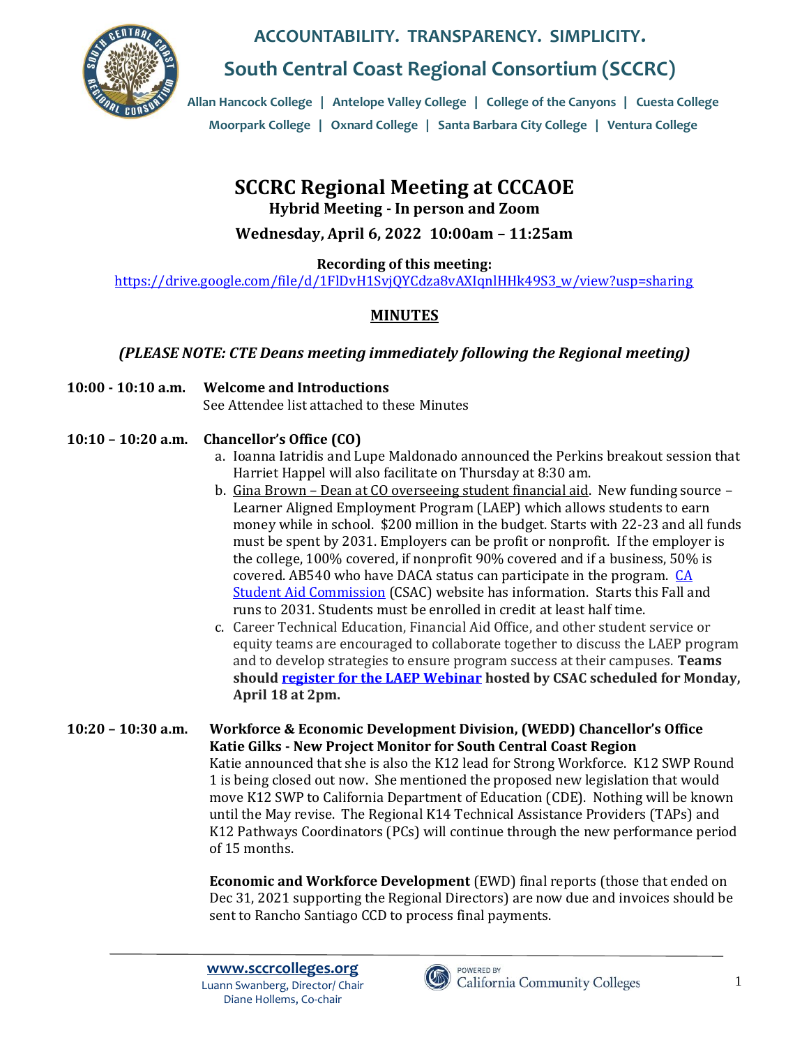**ACCOUNTABILITY. TRANSPARENCY. SIMPLICITY.**

## South Central Coast Regional Consortium (SCCRC)

Allan Hancock College | Antelope Valley College | College of the Canyons | Cuesta College
Moorpark College | Oxnard College | Santa Barbara City College | Ventura College

# SCCRC Regional Meeting at CCCAOE

**Hybrid Meeting - In person and Zoom**

**Wednesday, April 6, 2022 10:00am – 11:25am**

**Recording of this meeting:**
https://drive.google.com/file/d/1FlDvH1SvjQYCdza8vAXIqnlHHk49S3_w/view?usp=sharing

## MINUTES

***(PLEASE NOTE: CTE Deans meeting immediately following the Regional meeting)***

**10:00 - 10:10 a.m. Welcome and Introductions**
See Attendee list attached to these Minutes

**10:10 – 10:20 a.m. Chancellor's Office (CO)**

a. Ioanna Iatridis and Lupe Maldonado announced the Perkins breakout session that Harriet Happel will also facilitate on Thursday at 8:30 am.

b. Gina Brown – Dean at CO overseeing student financial aid. New funding source – Learner Aligned Employment Program (LAEP) which allows students to earn money while in school. $200 million in the budget. Starts with 22-23 and all funds must be spent by 2031. Employers can be profit or nonprofit. If the employer is the college, 100% covered, if nonprofit 90% covered and if a business, 50% is covered. AB540 who have DACA status can participate in the program. CA Student Aid Commission (CSAC) website has information. Starts this Fall and runs to 2031. Students must be enrolled in credit at least half time.

c. Career Technical Education, Financial Aid Office, and other student service or equity teams are encouraged to collaborate together to discuss the LAEP program and to develop strategies to ensure program success at their campuses. **Teams should register for the LAEP Webinar hosted by CSAC scheduled for Monday, April 18 at 2pm.**

**10:20 – 10:30 a.m. Workforce & Economic Development Division, (WEDD) Chancellor's Office**
**Katie Gilks - New Project Monitor for South Central Coast Region**

Katie announced that she is also the K12 lead for Strong Workforce. K12 SWP Round 1 is being closed out now. She mentioned the proposed new legislation that would move K12 SWP to California Department of Education (CDE). Nothing will be known until the May revise. The Regional K14 Technical Assistance Providers (TAPs) and K12 Pathways Coordinators (PCs) will continue through the new performance period of 15 months.

**Economic and Workforce Development** (EWD) final reports (those that ended on Dec 31, 2021 supporting the Regional Directors) are now due and invoices should be sent to Rancho Santiago CCD to process final payments.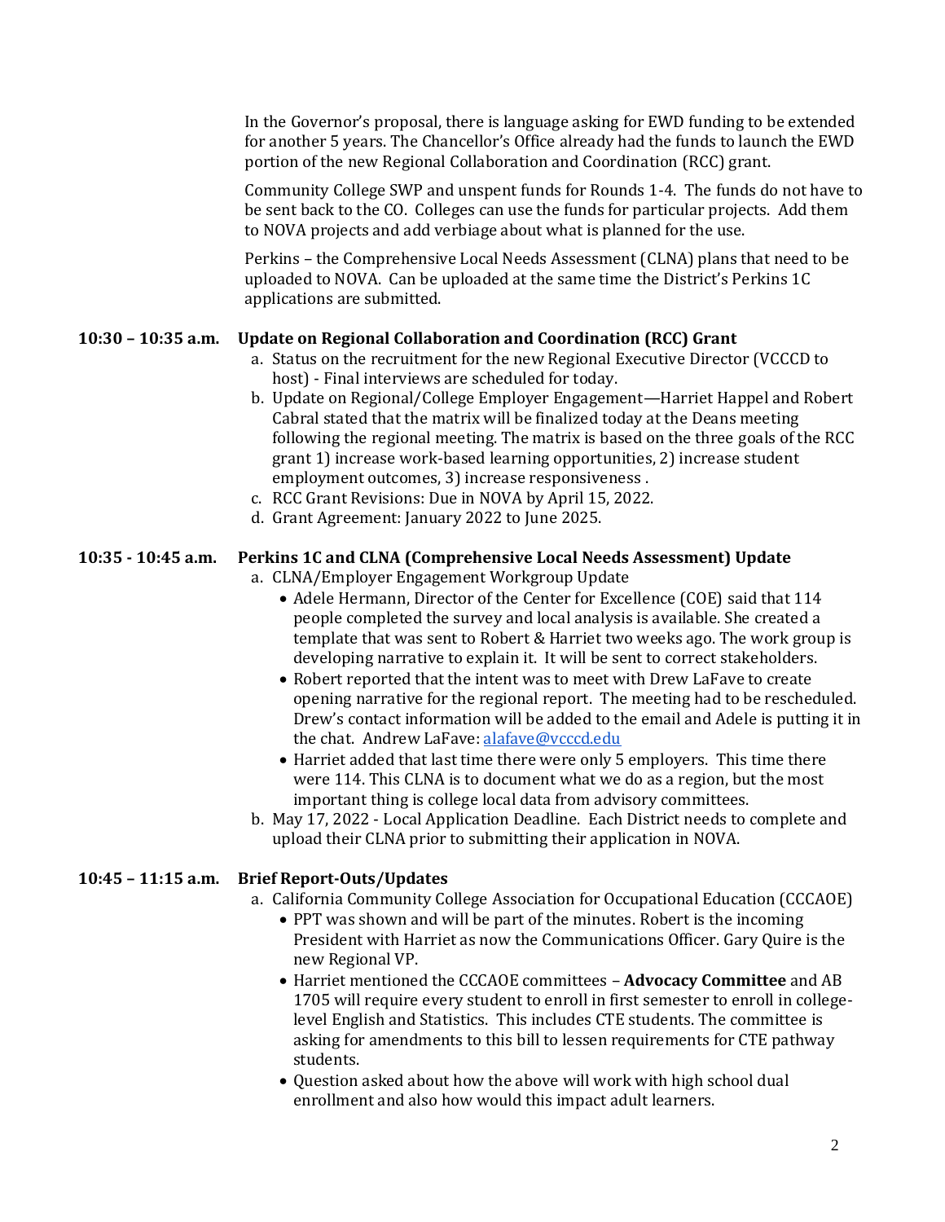In the Governor's proposal, there is language asking for EWD funding to be extended for another 5 years. The Chancellor's Office already had the funds to launch the EWD portion of the new Regional Collaboration and Coordination (RCC) grant.

Community College SWP and unspent funds for Rounds 1-4. The funds do not have to be sent back to the CO. Colleges can use the funds for particular projects. Add them to NOVA projects and add verbiage about what is planned for the use.

Perkins – the Comprehensive Local Needs Assessment (CLNA) plans that need to be uploaded to NOVA. Can be uploaded at the same time the District's Perkins 1C applications are submitted.

**10:30 – 10:35 a.m. Update on Regional Collaboration and Coordination (RCC) Grant**

a. Status on the recruitment for the new Regional Executive Director (VCCCD to host) - Final interviews are scheduled for today.
b. Update on Regional/College Employer Engagement—Harriet Happel and Robert Cabral stated that the matrix will be finalized today at the Deans meeting following the regional meeting. The matrix is based on the three goals of the RCC grant 1) increase work-based learning opportunities, 2) increase student employment outcomes, 3) increase responsiveness .
c. RCC Grant Revisions: Due in NOVA by April 15, 2022.
d. Grant Agreement: January 2022 to June 2025.

**10:35 - 10:45 a.m. Perkins 1C and CLNA (Comprehensive Local Needs Assessment) Update**

a. CLNA/Employer Engagement Workgroup Update
   - Adele Hermann, Director of the Center for Excellence (COE) said that 114 people completed the survey and local analysis is available. She created a template that was sent to Robert & Harriet two weeks ago. The work group is developing narrative to explain it. It will be sent to correct stakeholders.
   - Robert reported that the intent was to meet with Drew LaFave to create opening narrative for the regional report. The meeting had to be rescheduled. Drew's contact information will be added to the email and Adele is putting it in the chat. Andrew LaFave: alafave@vcccd.edu
   - Harriet added that last time there were only 5 employers. This time there were 114. This CLNA is to document what we do as a region, but the most important thing is college local data from advisory committees.
b. May 17, 2022 - Local Application Deadline. Each District needs to complete and upload their CLNA prior to submitting their application in NOVA.

**10:45 – 11:15 a.m. Brief Report-Outs/Updates**

a. California Community College Association for Occupational Education (CCCAOE)
   - PPT was shown and will be part of the minutes. Robert is the incoming President with Harriet as now the Communications Officer. Gary Quire is the new Regional VP.
   - Harriet mentioned the CCCAOE committees – **Advocacy Committee** and AB 1705 will require every student to enroll in first semester to enroll in college-level English and Statistics. This includes CTE students. The committee is asking for amendments to this bill to lessen requirements for CTE pathway students.
   - Question asked about how the above will work with high school dual enrollment and also how would this impact adult learners.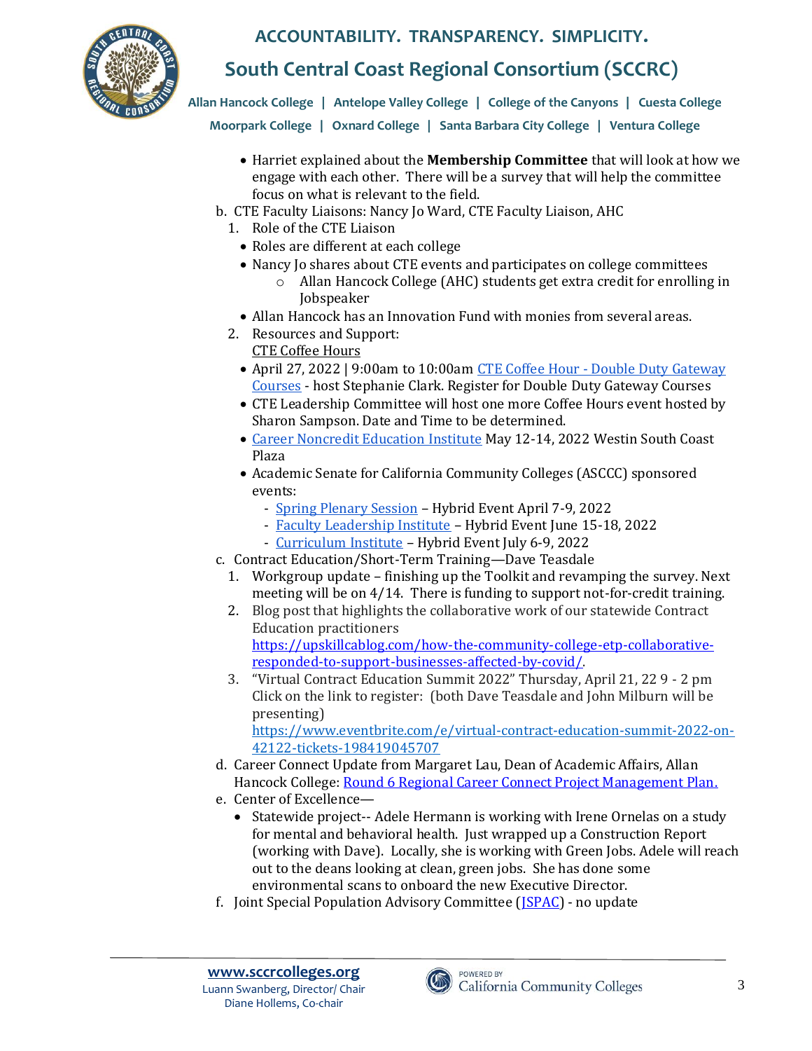- Harriet explained about the **Membership Committee** that will look at how we engage with each other. There will be a survey that will help the committee focus on what is relevant to the field.

b. CTE Faculty Liaisons: Nancy Jo Ward, CTE Faculty Liaison, AHC

1. Role of the CTE Liaison
   - Roles are different at each college
   - Nancy Jo shares about CTE events and participates on college committees
     - Allan Hancock College (AHC) students get extra credit for enrolling in Jobspeaker
   - Allan Hancock has an Innovation Fund with monies from several areas.
2. Resources and Support:
   CTE Coffee Hours
   - April 27, 2022 | 9:00am to 10:00am CTE Coffee Hour - Double Duty Gateway Courses - host Stephanie Clark. Register for Double Duty Gateway Courses
   - CTE Leadership Committee will host one more Coffee Hours event hosted by Sharon Sampson. Date and Time to be determined.
   - Career Noncredit Education Institute May 12-14, 2022 Westin South Coast Plaza
   - Academic Senate for California Community Colleges (ASCCC) sponsored events:
     - Spring Plenary Session – Hybrid Event April 7-9, 2022
     - Faculty Leadership Institute – Hybrid Event June 15-18, 2022
     - Curriculum Institute – Hybrid Event July 6-9, 2022

c. Contract Education/Short-Term Training—Dave Teasdale

1. Workgroup update – finishing up the Toolkit and revamping the survey. Next meeting will be on 4/14. There is funding to support not-for-credit training.
2. Blog post that highlights the collaborative work of our statewide Contract Education practitioners https://upskillcablog.com/how-the-community-college-etp-collaborative-responded-to-support-businesses-affected-by-covid/.
3. "Virtual Contract Education Summit 2022" Thursday, April 21, 22 9 - 2 pm Click on the link to register: (both Dave Teasdale and John Milburn will be presenting) https://www.eventbrite.com/e/virtual-contract-education-summit-2022-on-42122-tickets-198419045707

d. Career Connect Update from Margaret Lau, Dean of Academic Affairs, Allan Hancock College: Round 6 Regional Career Connect Project Management Plan.

e. Center of Excellence—

- Statewide project-- Adele Hermann is working with Irene Ornelas on a study for mental and behavioral health. Just wrapped up a Construction Report (working with Dave). Locally, she is working with Green Jobs. Adele will reach out to the deans looking at clean, green jobs. She has done some environmental scans to onboard the new Executive Director.

f. Joint Special Population Advisory Committee (JSPAC) - no update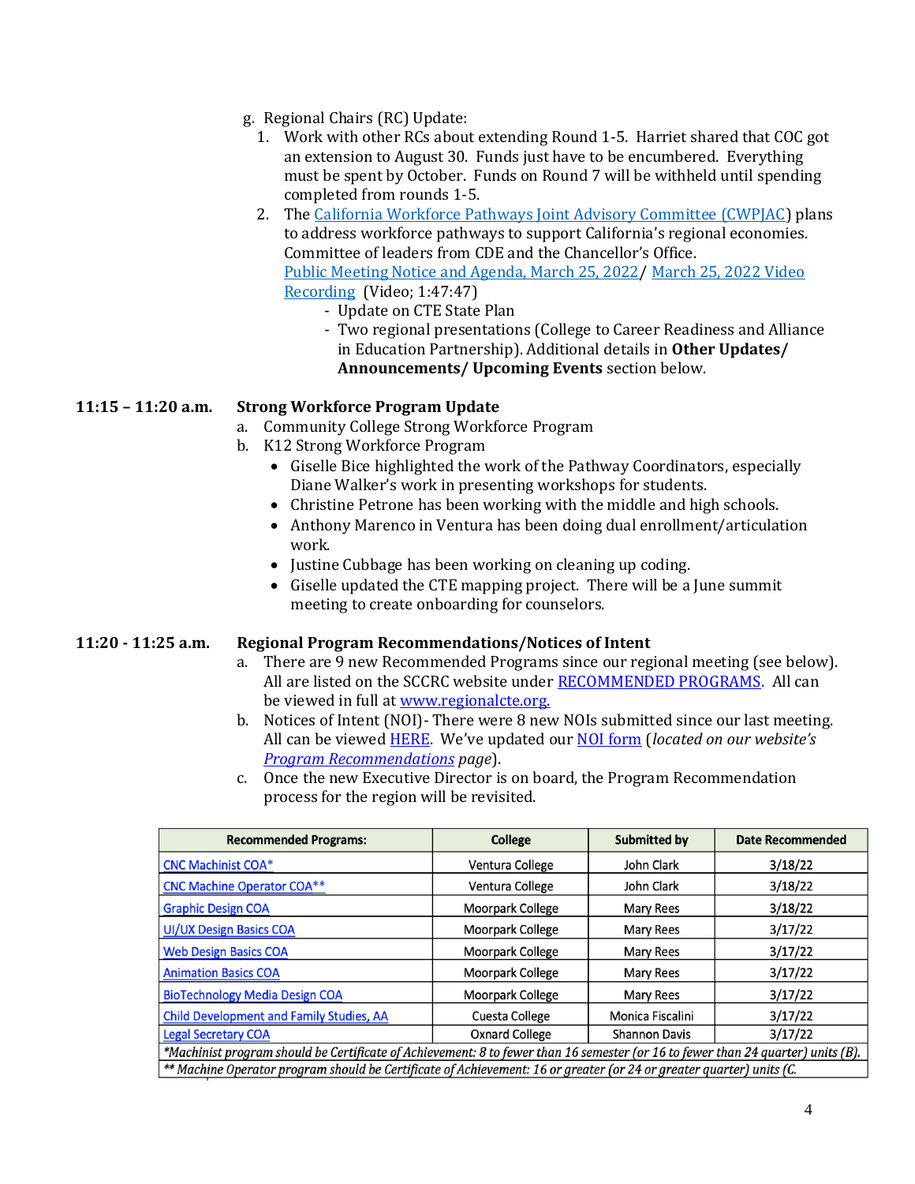g. Regional Chairs (RC) Update:

1. Work with other RCs about extending Round 1-5. Harriet shared that COC got an extension to August 30. Funds just have to be encumbered. Everything must be spent by October. Funds on Round 7 will be withheld until spending completed from rounds 1-5.
2. The California Workforce Pathways Joint Advisory Committee (CWPJAC) plans to address workforce pathways to support California's regional economies. Committee of leaders from CDE and the Chancellor's Office. Public Meeting Notice and Agenda, March 25, 2022/ March 25, 2022 Video Recording (Video; 1:47:47)
   - Update on CTE State Plan
   - Two regional presentations (College to Career Readiness and Alliance in Education Partnership). Additional details in **Other Updates/ Announcements/ Upcoming Events** section below.

**11:15 – 11:20 a.m.** **Strong Workforce Program Update**

a. Community College Strong Workforce Program

b. K12 Strong Workforce Program

- Giselle Bice highlighted the work of the Pathway Coordinators, especially Diane Walker's work in presenting workshops for students.
- Christine Petrone has been working with the middle and high schools.
- Anthony Marenco in Ventura has been doing dual enrollment/articulation work.
- Justine Cubbage has been working on cleaning up coding.
- Giselle updated the CTE mapping project. There will be a June summit meeting to create onboarding for counselors.

**11:20 - 11:25 a.m.** **Regional Program Recommendations/Notices of Intent**

a. There are 9 new Recommended Programs since our regional meeting (see below). All are listed on the SCCRC website under RECOMMENDED PROGRAMS. All can be viewed in full at www.regionalcte.org.

b. Notices of Intent (NOI)- There were 8 new NOIs submitted since our last meeting. All can be viewed HERE. We've updated our NOI form (*located on our website's Program Recommendations page*).

c. Once the new Executive Director is on board, the Program Recommendation process for the region will be revisited.

| Recommended Programs: | College | Submitted by | Date Recommended |
|---|---|---|---|
| CNC Machinist COA* | Ventura College | John Clark | 3/18/22 |
| CNC Machine Operator COA** | Ventura College | John Clark | 3/18/22 |
| Graphic Design COA | Moorpark College | Mary Rees | 3/18/22 |
| UI/UX Design Basics COA | Moorpark College | Mary Rees | 3/17/22 |
| Web Design Basics COA | Moorpark College | Mary Rees | 3/17/22 |
| Animation Basics COA | Moorpark College | Mary Rees | 3/17/22 |
| BioTechnology Media Design COA | Moorpark College | Mary Rees | 3/17/22 |
| Child Development and Family Studies, AA | Cuesta College | Monica Fiscalini | 3/17/22 |
| Legal Secretary COA | Oxnard College | Shannon Davis | 3/17/22 |
| *\*Machinist program should be Certificate of Achievement: 8 to fewer than 16 semester (or 16 to fewer than 24 quarter) units (B).* | | | |
| *\*\* Machine Operator program should be Certificate of Achievement: 16 or greater (or 24 or greater quarter) units (C.* | | | |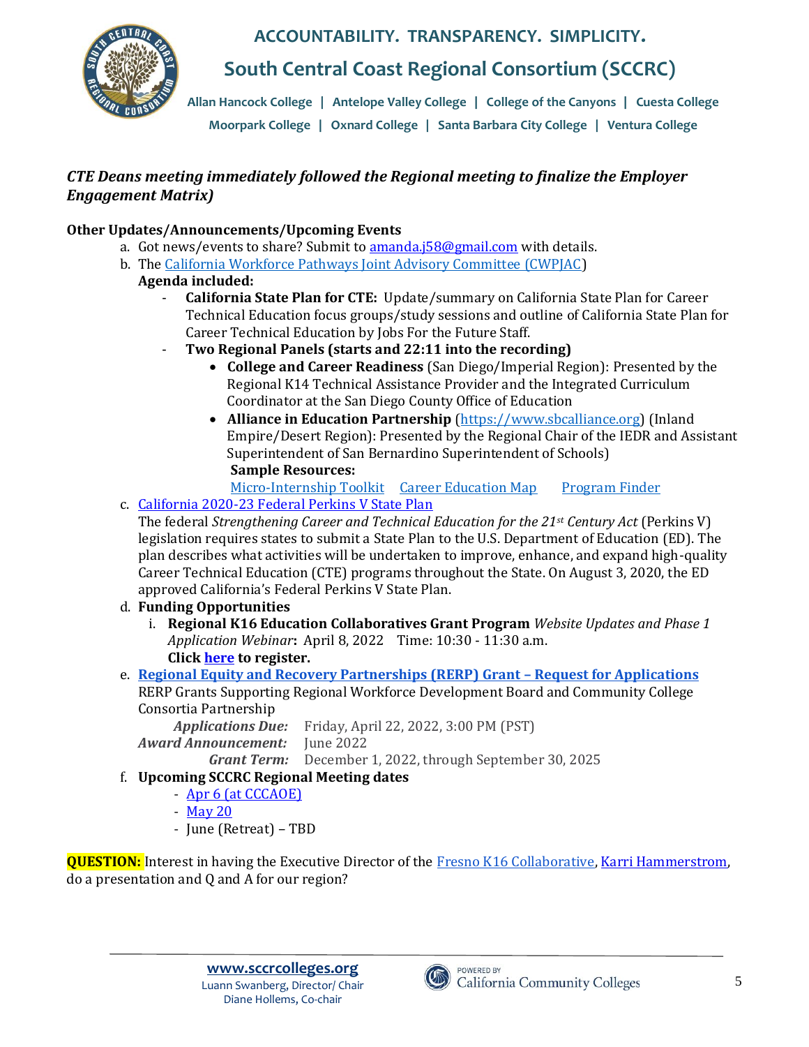*CTE Deans meeting immediately followed the Regional meeting to finalize the Employer Engagement Matrix)*

**Other Updates/Announcements/Upcoming Events**

a. Got news/events to share? Submit to amanda.j58@gmail.com with details.
b. The California Workforce Pathways Joint Advisory Committee (CWPJAC)
   **Agenda included:**
   - **California State Plan for CTE:** Update/summary on California State Plan for Career Technical Education focus groups/study sessions and outline of California State Plan for Career Technical Education by Jobs For the Future Staff.
   - **Two Regional Panels (starts and 22:11 into the recording)**
     - **College and Career Readiness** (San Diego/Imperial Region): Presented by the Regional K14 Technical Assistance Provider and the Integrated Curriculum Coordinator at the San Diego County Office of Education
     - **Alliance in Education Partnership** (https://www.sbcalliance.org) (Inland Empire/Desert Region): Presented by the Regional Chair of the IEDR and Assistant Superintendent of San Bernardino Superintendent of Schools)
       **Sample Resources:**
       Micro-Internship Toolkit   Career Education Map   Program Finder
c. California 2020-23 Federal Perkins V State Plan
   The federal *Strengthening Career and Technical Education for the 21st Century Act* (Perkins V) legislation requires states to submit a State Plan to the U.S. Department of Education (ED). The plan describes what activities will be undertaken to improve, enhance, and expand high-quality Career Technical Education (CTE) programs throughout the State. On August 3, 2020, the ED approved California's Federal Perkins V State Plan.
d. **Funding Opportunities**
   i. **Regional K16 Education Collaboratives Grant Program** *Website Updates and Phase 1 Application Webinar*: April 8, 2022   Time: 10:30 - 11:30 a.m.
      **Click here to register.**
e. **Regional Equity and Recovery Partnerships (RERP) Grant – Request for Applications**
   RERP Grants Supporting Regional Workforce Development Board and Community College Consortia Partnership
   ***Applications Due:*** Friday, April 22, 2022, 3:00 PM (PST)
   ***Award Announcement:*** June 2022
   ***Grant Term:*** December 1, 2022, through September 30, 2025
f. **Upcoming SCCRC Regional Meeting dates**
   - Apr 6 (at CCCAOE)
   - May 20
   - June (Retreat) – TBD

**QUESTION:** Interest in having the Executive Director of the Fresno K16 Collaborative, Karri Hammerstrom, do a presentation and Q and A for our region?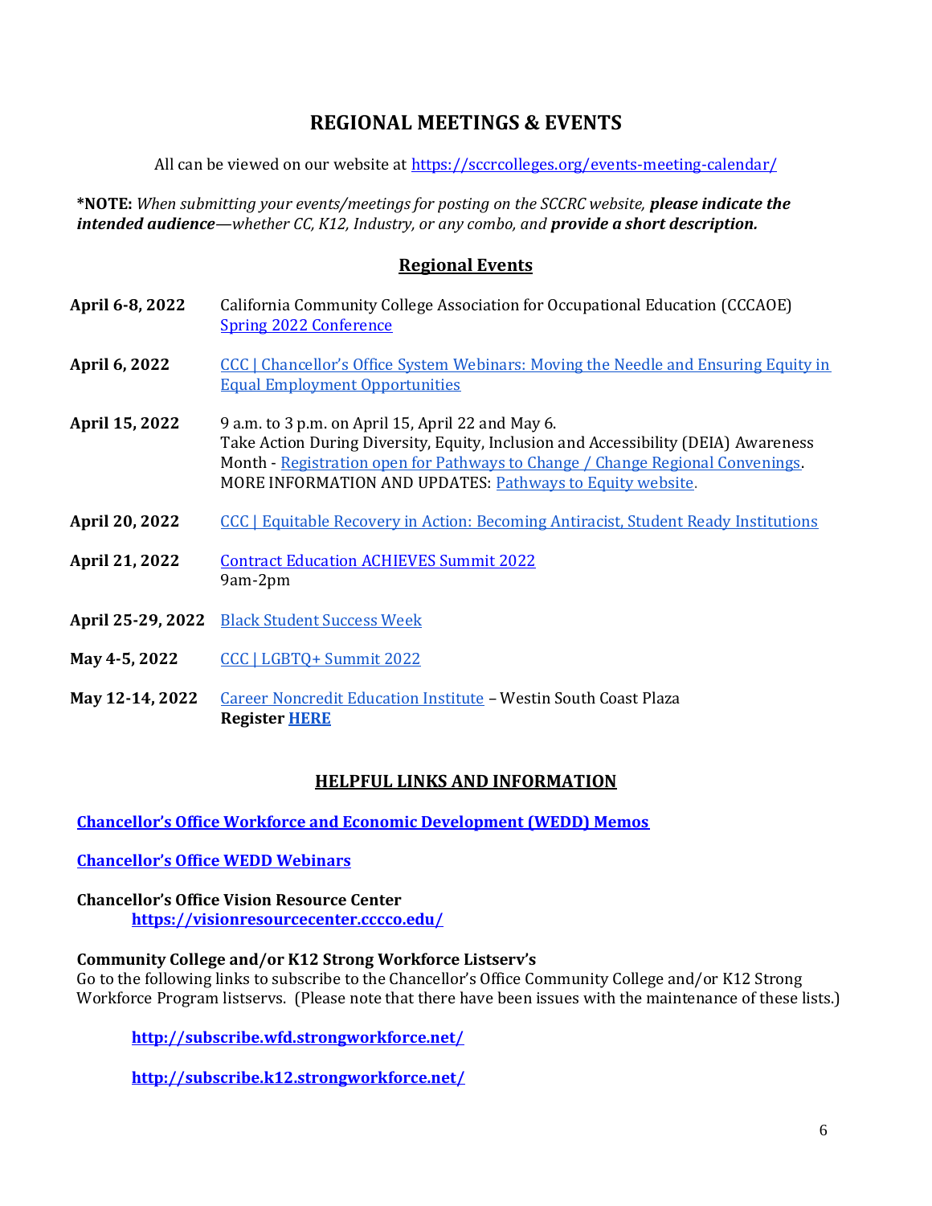# REGIONAL MEETINGS & EVENTS

All can be viewed on our website at https://sccrcolleges.org/events-meeting-calendar/

***NOTE:** *When submitting your events/meetings for posting on the SCCRC website,* ***please indicate the intended audience****—whether CC, K12, Industry, or any combo, and* ***provide a short description.***

## Regional Events

**April 6-8, 2022** — California Community College Association for Occupational Education (CCCAOE) Spring 2022 Conference

**April 6, 2022** — CCC | Chancellor's Office System Webinars: Moving the Needle and Ensuring Equity in Equal Employment Opportunities

**April 15, 2022** — 9 a.m. to 3 p.m. on April 15, April 22 and May 6.
Take Action During Diversity, Equity, Inclusion and Accessibility (DEIA) Awareness Month - Registration open for Pathways to Change / Change Regional Convenings.
MORE INFORMATION AND UPDATES: Pathways to Equity website.

**April 20, 2022** — CCC | Equitable Recovery in Action: Becoming Antiracist, Student Ready Institutions

**April 21, 2022** — Contract Education ACHIEVES Summit 2022
9am-2pm

**April 25-29, 2022** — Black Student Success Week

**May 4-5, 2022** — CCC | LGBTQ+ Summit 2022

**May 12-14, 2022** — Career Noncredit Education Institute – Westin South Coast Plaza
**Register HERE**

## HELPFUL LINKS AND INFORMATION

**Chancellor's Office Workforce and Economic Development (WEDD) Memos**

**Chancellor's Office WEDD Webinars**

**Chancellor's Office Vision Resource Center**
**https://visionresourcecenter.cccco.edu/**

**Community College and/or K12 Strong Workforce Listserv's**
Go to the following links to subscribe to the Chancellor's Office Community College and/or K12 Strong Workforce Program listservs. (Please note that there have been issues with the maintenance of these lists.)

**http://subscribe.wfd.strongworkforce.net/**

**http://subscribe.k12.strongworkforce.net/**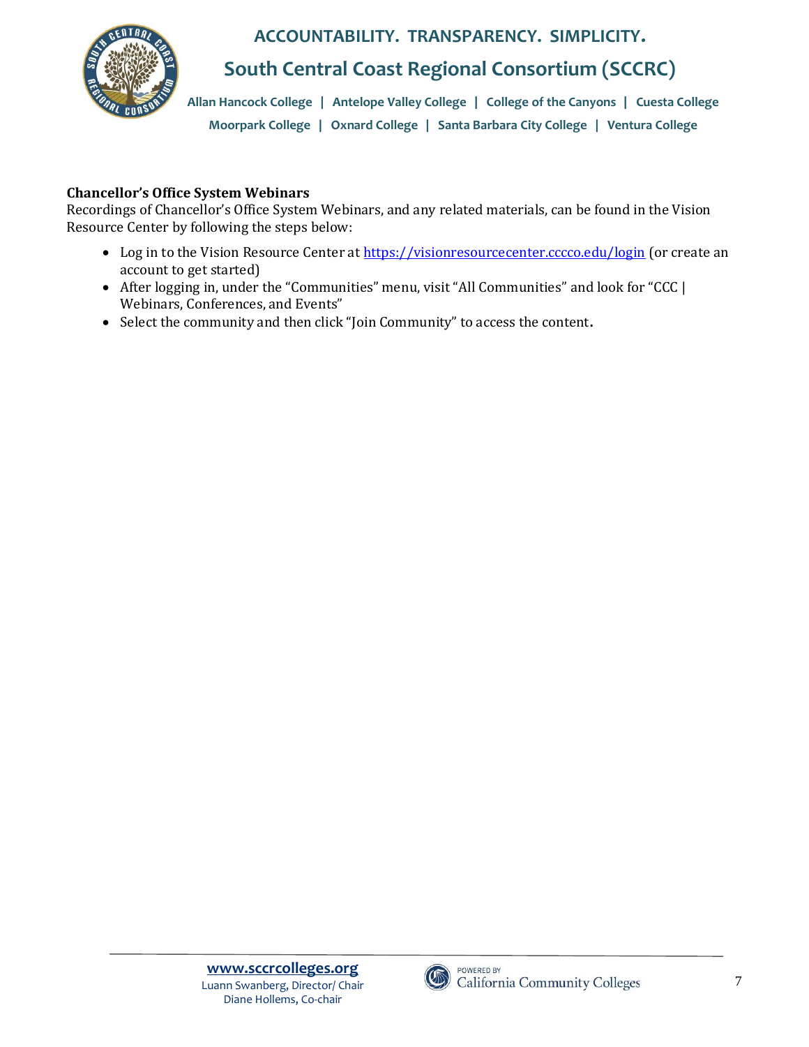**Chancellor's Office System Webinars**

Recordings of Chancellor's Office System Webinars, and any related materials, can be found in the Vision Resource Center by following the steps below:

- Log in to the Vision Resource Center at https://visionresourcecenter.cccco.edu/login (or create an account to get started)
- After logging in, under the "Communities" menu, visit "All Communities" and look for "CCC | Webinars, Conferences, and Events"
- Select the community and then click "Join Community" to access the content.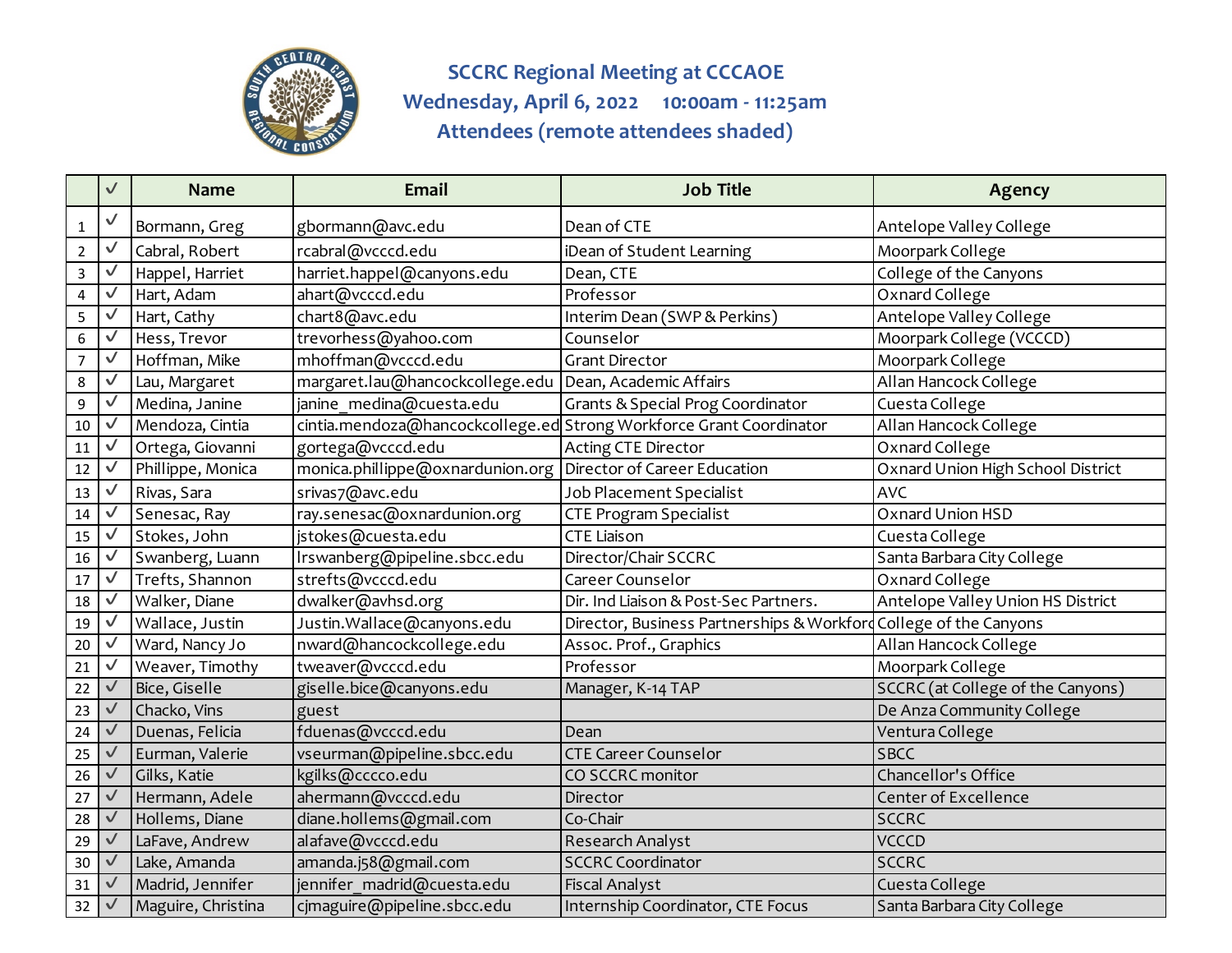# SCCRC Regional Meeting at CCCAOE

## Wednesday, April 6, 2022 10:00am - 11:25am

## Attendees (remote attendees shaded)

| | ✓ | Name | Email | Job Title | Agency |
|---|---|---|---|---|---|
| 1 | ✓ | Bormann, Greg | gbormann@avc.edu | Dean of CTE | Antelope Valley College |
| 2 | ✓ | Cabral, Robert | rcabral@vcccd.edu | iDean of Student Learning | Moorpark College |
| 3 | ✓ | Happel, Harriet | harriet.happel@canyons.edu | Dean, CTE | College of the Canyons |
| 4 | ✓ | Hart, Adam | ahart@vcccd.edu | Professor | Oxnard College |
| 5 | ✓ | Hart, Cathy | chart8@avc.edu | Interim Dean (SWP & Perkins) | Antelope Valley College |
| 6 | ✓ | Hess, Trevor | trevorhess@yahoo.com | Counselor | Moorpark College (VCCCD) |
| 7 | ✓ | Hoffman, Mike | mhoffman@vcccd.edu | Grant Director | Moorpark College |
| 8 | ✓ | Lau, Margaret | margaret.lau@hancockcollege.edu | Dean, Academic Affairs | Allan Hancock College |
| 9 | ✓ | Medina, Janine | janine_medina@cuesta.edu | Grants & Special Prog Coordinator | Cuesta College |
| 10 | ✓ | Mendoza, Cintia | cintia.mendoza@hancockcollege.ed | Strong Workforce Grant Coordinator | Allan Hancock College |
| 11 | ✓ | Ortega, Giovanni | gortega@vcccd.edu | Acting CTE Director | Oxnard College |
| 12 | ✓ | Phillippe, Monica | monica.phillippe@oxnardunion.org | Director of Career Education | Oxnard Union High School District |
| 13 | ✓ | Rivas, Sara | srivas7@avc.edu | Job Placement Specialist | AVC |
| 14 | ✓ | Senesac, Ray | ray.senesac@oxnardunion.org | CTE Program Specialist | Oxnard Union HSD |
| 15 | ✓ | Stokes, John | jstokes@cuesta.edu | CTE Liaison | Cuesta College |
| 16 | ✓ | Swanberg, Luann | lrswanberg@pipeline.sbcc.edu | Director/Chair SCCRC | Santa Barbara City College |
| 17 | ✓ | Trefts, Shannon | strefts@vcccd.edu | Career Counselor | Oxnard College |
| 18 | ✓ | Walker, Diane | dwalker@avhsd.org | Dir. Ind Liaison & Post-Sec Partners. | Antelope Valley Union HS District |
| 19 | ✓ | Wallace, Justin | Justin.Wallace@canyons.edu | Director, Business Partnerships & Workforc | College of the Canyons |
| 20 | ✓ | Ward, Nancy Jo | nward@hancockcollege.edu | Assoc. Prof., Graphics | Allan Hancock College |
| 21 | ✓ | Weaver, Timothy | tweaver@vcccd.edu | Professor | Moorpark College |
| 22 | ✓ | Bice, Giselle | giselle.bice@canyons.edu | Manager, K-14 TAP | SCCRC (at College of the Canyons) |
| 23 | ✓ | Chacko, Vins | guest | | De Anza Community College |
| 24 | ✓ | Duenas, Felicia | fduenas@vcccd.edu | Dean | Ventura College |
| 25 | ✓ | Eurman, Valerie | vseurman@pipeline.sbcc.edu | CTE Career Counselor | SBCC |
| 26 | ✓ | Gilks, Katie | kgilks@cccco.edu | CO SCCRC monitor | Chancellor's Office |
| 27 | ✓ | Hermann, Adele | ahermann@vcccd.edu | Director | Center of Excellence |
| 28 | ✓ | Hollems, Diane | diane.hollems@gmail.com | Co-Chair | SCCRC |
| 29 | ✓ | LaFave, Andrew | alafave@vcccd.edu | Research Analyst | VCCCD |
| 30 | ✓ | Lake, Amanda | amanda.j58@gmail.com | SCCRC Coordinator | SCCRC |
| 31 | ✓ | Madrid, Jennifer | jennifer_madrid@cuesta.edu | Fiscal Analyst | Cuesta College |
| 32 | ✓ | Maguire, Christina | cjmaguire@pipeline.sbcc.edu | Internship Coordinator, CTE Focus | Santa Barbara City College |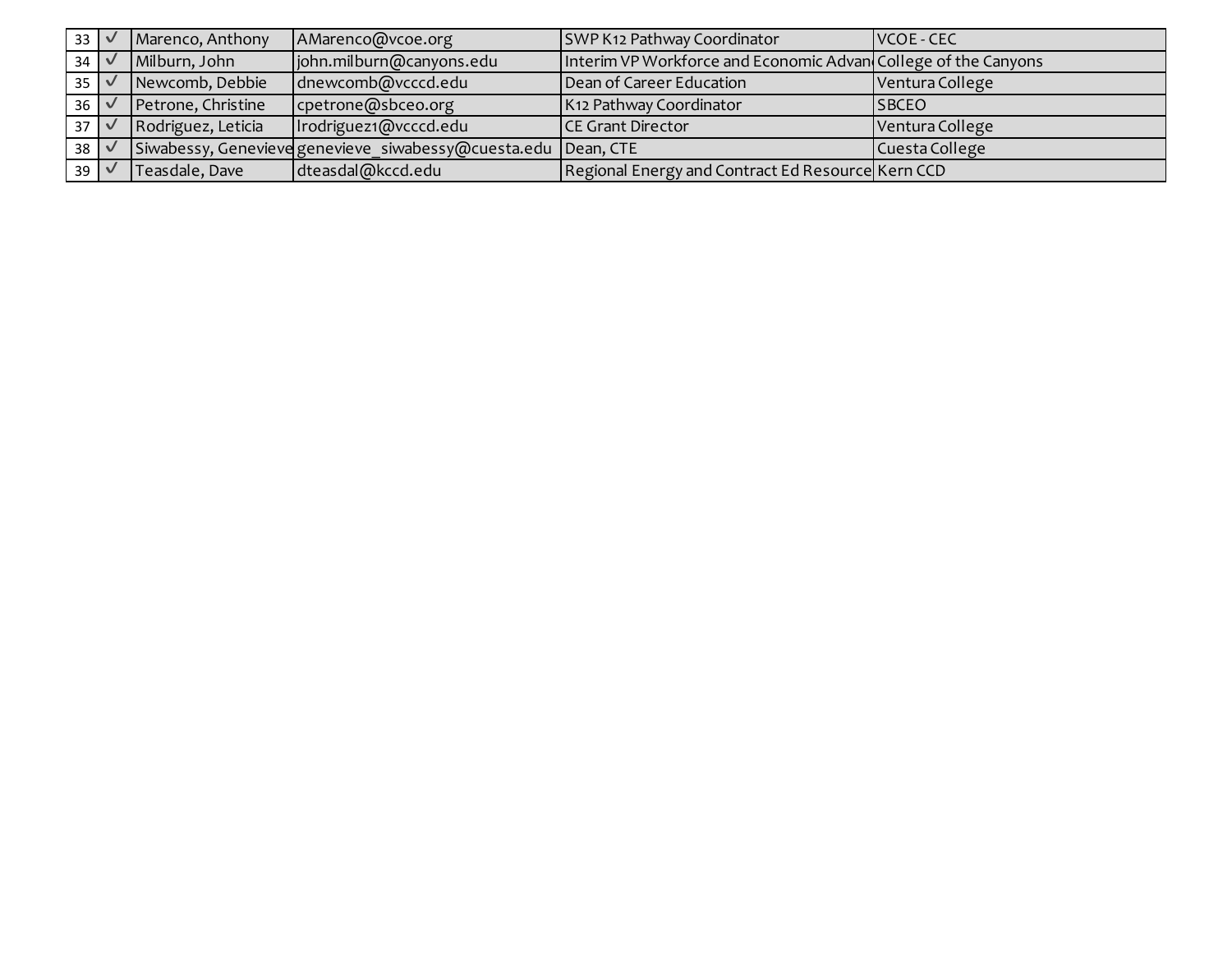| | | | | | |
|---|---|---|---|---|---|
| 33 | ✓ | Marenco, Anthony | AMarenco@vcoe.org | SWP K12 Pathway Coordinator | VCOE - CEC |
| 34 | ✓ | Milburn, John | john.milburn@canyons.edu | Interim VP Workforce and Economic Advan | College of the Canyons |
| 35 | ✓ | Newcomb, Debbie | dnewcomb@vcccd.edu | Dean of Career Education | Ventura College |
| 36 | ✓ | Petrone, Christine | cpetrone@sbceo.org | K12 Pathway Coordinator | SBCEO |
| 37 | ✓ | Rodriguez, Leticia | lrodriguez1@vcccd.edu | CE Grant Director | Ventura College |
| 38 | ✓ | Siwabessy, Genevieve | genevieve_siwabessy@cuesta.edu | Dean, CTE | Cuesta College |
| 39 | ✓ | Teasdale, Dave | dteasdal@kccd.edu | Regional Energy and Contract Ed Resource | Kern CCD |